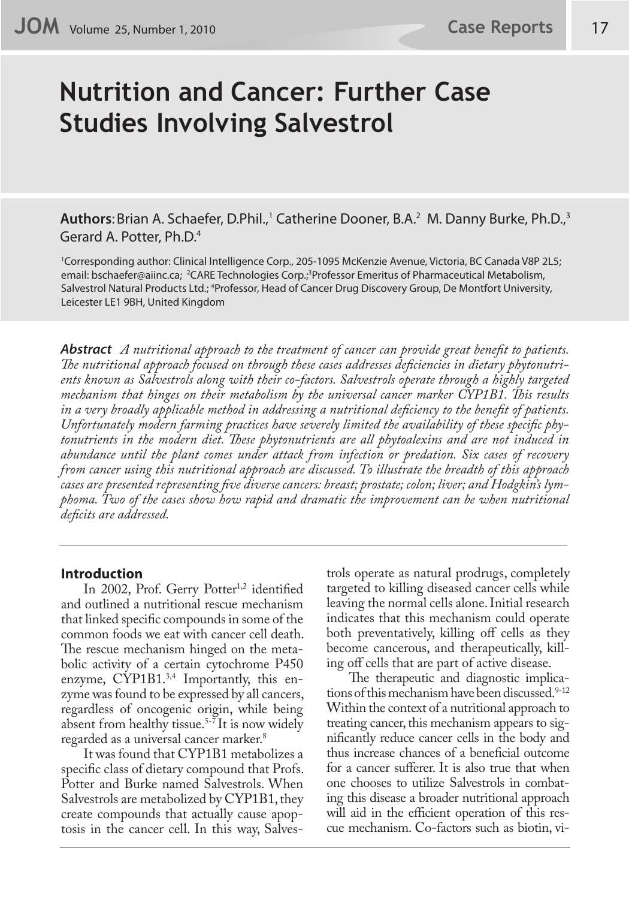# Nutrition and Cancer: Further Case Studies Involving Salvestrol

**Authors**: Brian A. Schaefer, D.Phil.,[1] Catherine Dooner, B.A.[2] M. Danny Burke, Ph.D.,[3] Gerard A. Potter, Ph.D.[4]

[1]Corresponding author: Clinical Intelligence Corp., 205-1095 McKenzie Avenue, Victoria, BC Canada V8P 2L5; email: bschaefer@aiinc.ca; [2]CARE Technologies Corp.;[3]Professor Emeritus of Pharmaceutical Metabolism, Salvestrol Natural Products Ltd.; [4]Professor, Head of Cancer Drug Discovery Group, De Montfort University, Leicester LE1 9BH, United Kingdom

***Abstract*** *A nutritional approach to the treatment of cancer can provide great benefit to patients. The nutritional approach focused on through these cases addresses deficiencies in dietary phytonutrients known as Salvestrols along with their co-factors. Salvestrols operate through a highly targeted mechanism that hinges on their metabolism by the universal cancer marker CYP1B1. This results in a very broadly applicable method in addressing a nutritional deficiency to the benefit of patients. Unfortunately modern farming practices have severely limited the availability of these specific phytonutrients in the modern diet. These phytonutrients are all phytoalexins and are not induced in abundance until the plant comes under attack from infection or predation. Six cases of recovery from cancer using this nutritional approach are discussed. To illustrate the breadth of this approach cases are presented representing five diverse cancers: breast; prostate; colon; liver; and Hodgkin's lymphoma. Two of the cases show how rapid and dramatic the improvement can be when nutritional deficits are addressed.*

## Introduction

In 2002, Prof. Gerry Potter[1,2] identified and outlined a nutritional rescue mechanism that linked specific compounds in some of the common foods we eat with cancer cell death. The rescue mechanism hinged on the metabolic activity of a certain cytochrome P450 enzyme, CYP1B1.[3,4] Importantly, this enzyme was found to be expressed by all cancers, regardless of oncogenic origin, while being absent from healthy tissue.[5-7] It is now widely regarded as a universal cancer marker.[8]

It was found that CYP1B1 metabolizes a specific class of dietary compound that Profs. Potter and Burke named Salvestrols. When Salvestrols are metabolized by CYP1B1, they create compounds that actually cause apoptosis in the cancer cell. In this way, Salvestrols operate as natural prodrugs, completely targeted to killing diseased cancer cells while leaving the normal cells alone. Initial research indicates that this mechanism could operate both preventatively, killing off cells as they become cancerous, and therapeutically, killing off cells that are part of active disease.

The therapeutic and diagnostic implications of this mechanism have been discussed.[9-12] Within the context of a nutritional approach to treating cancer, this mechanism appears to significantly reduce cancer cells in the body and thus increase chances of a beneficial outcome for a cancer sufferer. It is also true that when one chooses to utilize Salvestrols in combating this disease a broader nutritional approach will aid in the efficient operation of this rescue mechanism. Co-factors such as biotin, vi-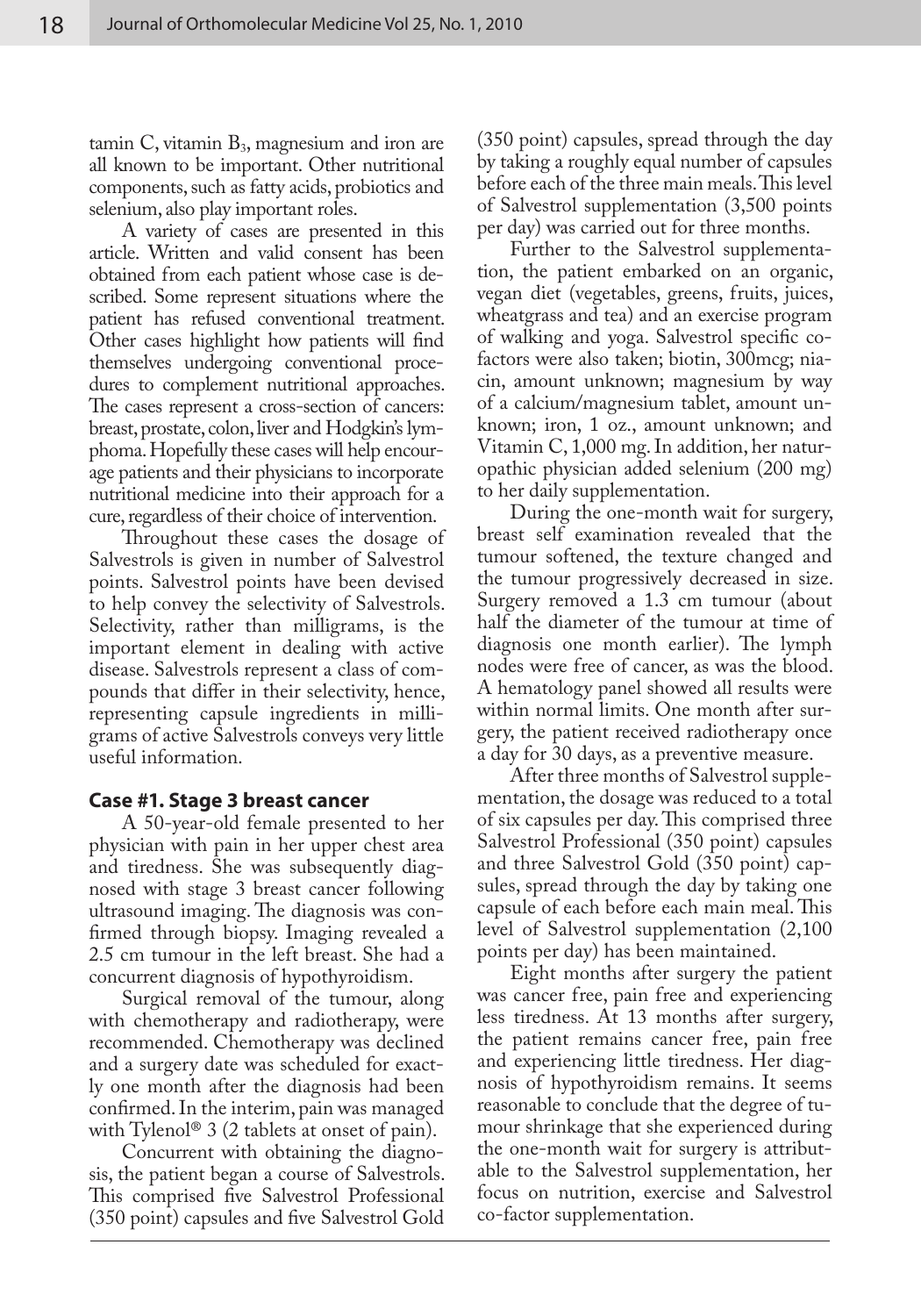tamin C, vitamin $B_3$, magnesium and iron are all known to be important. Other nutritional components, such as fatty acids, probiotics and selenium, also play important roles.

A variety of cases are presented in this article. Written and valid consent has been obtained from each patient whose case is described. Some represent situations where the patient has refused conventional treatment. Other cases highlight how patients will find themselves undergoing conventional procedures to complement nutritional approaches. The cases represent a cross-section of cancers: breast, prostate, colon, liver and Hodgkin's lymphoma. Hopefully these cases will help encourage patients and their physicians to incorporate nutritional medicine into their approach for a cure, regardless of their choice of intervention.

Throughout these cases the dosage of Salvestrols is given in number of Salvestrol points. Salvestrol points have been devised to help convey the selectivity of Salvestrols. Selectivity, rather than milligrams, is the important element in dealing with active disease. Salvestrols represent a class of compounds that differ in their selectivity, hence, representing capsule ingredients in milligrams of active Salvestrols conveys very little useful information.

### Case #1. Stage 3 breast cancer

A 50-year-old female presented to her physician with pain in her upper chest area and tiredness. She was subsequently diagnosed with stage 3 breast cancer following ultrasound imaging. The diagnosis was confirmed through biopsy. Imaging revealed a 2.5 cm tumour in the left breast. She had a concurrent diagnosis of hypothyroidism.

Surgical removal of the tumour, along with chemotherapy and radiotherapy, were recommended. Chemotherapy was declined and a surgery date was scheduled for exactly one month after the diagnosis had been confirmed. In the interim, pain was managed with Tylenol® 3 (2 tablets at onset of pain).

Concurrent with obtaining the diagnosis, the patient began a course of Salvestrols. This comprised five Salvestrol Professional (350 point) capsules and five Salvestrol Gold (350 point) capsules, spread through the day by taking a roughly equal number of capsules before each of the three main meals. This level of Salvestrol supplementation (3,500 points per day) was carried out for three months.

Further to the Salvestrol supplementation, the patient embarked on an organic, vegan diet (vegetables, greens, fruits, juices, wheatgrass and tea) and an exercise program of walking and yoga. Salvestrol specific co-factors were also taken; biotin, 300mcg; niacin, amount unknown; magnesium by way of a calcium/magnesium tablet, amount unknown; iron, 1 oz., amount unknown; and Vitamin C, 1,000 mg. In addition, her naturopathic physician added selenium (200 mg) to her daily supplementation.

During the one-month wait for surgery, breast self examination revealed that the tumour softened, the texture changed and the tumour progressively decreased in size. Surgery removed a 1.3 cm tumour (about half the diameter of the tumour at time of diagnosis one month earlier). The lymph nodes were free of cancer, as was the blood. A hematology panel showed all results were within normal limits. One month after surgery, the patient received radiotherapy once a day for 30 days, as a preventive measure.

After three months of Salvestrol supplementation, the dosage was reduced to a total of six capsules per day. This comprised three Salvestrol Professional (350 point) capsules and three Salvestrol Gold (350 point) capsules, spread through the day by taking one capsule of each before each main meal. This level of Salvestrol supplementation (2,100 points per day) has been maintained.

Eight months after surgery the patient was cancer free, pain free and experiencing less tiredness. At 13 months after surgery, the patient remains cancer free, pain free and experiencing little tiredness. Her diagnosis of hypothyroidism remains. It seems reasonable to conclude that the degree of tumour shrinkage that she experienced during the one-month wait for surgery is attributable to the Salvestrol supplementation, her focus on nutrition, exercise and Salvestrol co-factor supplementation.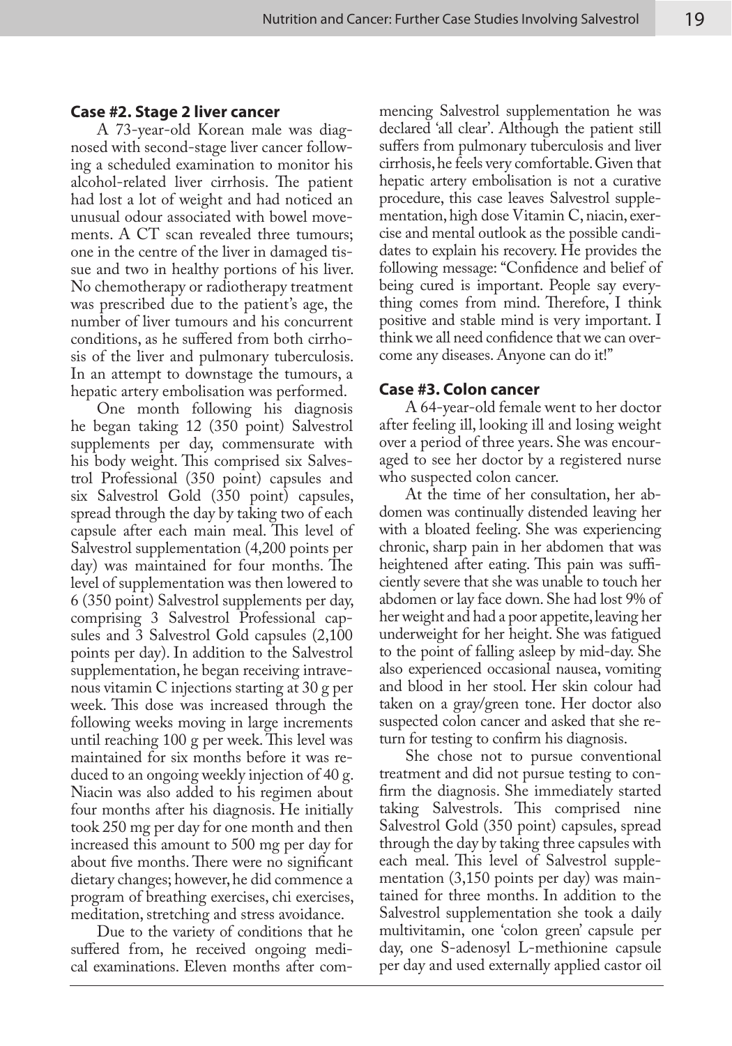### Case #2. Stage 2 liver cancer

A 73-year-old Korean male was diagnosed with second-stage liver cancer following a scheduled examination to monitor his alcohol-related liver cirrhosis. The patient had lost a lot of weight and had noticed an unusual odour associated with bowel movements. A CT scan revealed three tumours; one in the centre of the liver in damaged tissue and two in healthy portions of his liver. No chemotherapy or radiotherapy treatment was prescribed due to the patient's age, the number of liver tumours and his concurrent conditions, as he suffered from both cirrhosis of the liver and pulmonary tuberculosis. In an attempt to downstage the tumours, a hepatic artery embolisation was performed.

One month following his diagnosis he began taking 12 (350 point) Salvestrol supplements per day, commensurate with his body weight. This comprised six Salvestrol Professional (350 point) capsules and six Salvestrol Gold (350 point) capsules, spread through the day by taking two of each capsule after each main meal. This level of Salvestrol supplementation (4,200 points per day) was maintained for four months. The level of supplementation was then lowered to 6 (350 point) Salvestrol supplements per day, comprising 3 Salvestrol Professional capsules and 3 Salvestrol Gold capsules (2,100 points per day). In addition to the Salvestrol supplementation, he began receiving intravenous vitamin C injections starting at 30 g per week. This dose was increased through the following weeks moving in large increments until reaching 100 g per week. This level was maintained for six months before it was reduced to an ongoing weekly injection of 40 g. Niacin was also added to his regimen about four months after his diagnosis. He initially took 250 mg per day for one month and then increased this amount to 500 mg per day for about five months. There were no significant dietary changes; however, he did commence a program of breathing exercises, chi exercises, meditation, stretching and stress avoidance.

Due to the variety of conditions that he suffered from, he received ongoing medical examinations. Eleven months after commencing Salvestrol supplementation he was declared 'all clear'. Although the patient still suffers from pulmonary tuberculosis and liver cirrhosis, he feels very comfortable. Given that hepatic artery embolisation is not a curative procedure, this case leaves Salvestrol supplementation, high dose Vitamin C, niacin, exercise and mental outlook as the possible candidates to explain his recovery. He provides the following message: "Confidence and belief of being cured is important. People say everything comes from mind. Therefore, I think positive and stable mind is very important. I think we all need confidence that we can overcome any diseases. Anyone can do it!"

### Case #3. Colon cancer

A 64-year-old female went to her doctor after feeling ill, looking ill and losing weight over a period of three years. She was encouraged to see her doctor by a registered nurse who suspected colon cancer.

At the time of her consultation, her abdomen was continually distended leaving her with a bloated feeling. She was experiencing chronic, sharp pain in her abdomen that was heightened after eating. This pain was sufficiently severe that she was unable to touch her abdomen or lay face down. She had lost 9% of her weight and had a poor appetite, leaving her underweight for her height. She was fatigued to the point of falling asleep by mid-day. She also experienced occasional nausea, vomiting and blood in her stool. Her skin colour had taken on a gray/green tone. Her doctor also suspected colon cancer and asked that she return for testing to confirm his diagnosis.

She chose not to pursue conventional treatment and did not pursue testing to confirm the diagnosis. She immediately started taking Salvestrols. This comprised nine Salvestrol Gold (350 point) capsules, spread through the day by taking three capsules with each meal. This level of Salvestrol supplementation (3,150 points per day) was maintained for three months. In addition to the Salvestrol supplementation she took a daily multivitamin, one 'colon green' capsule per day, one S-adenosyl L-methionine capsule per day and used externally applied castor oil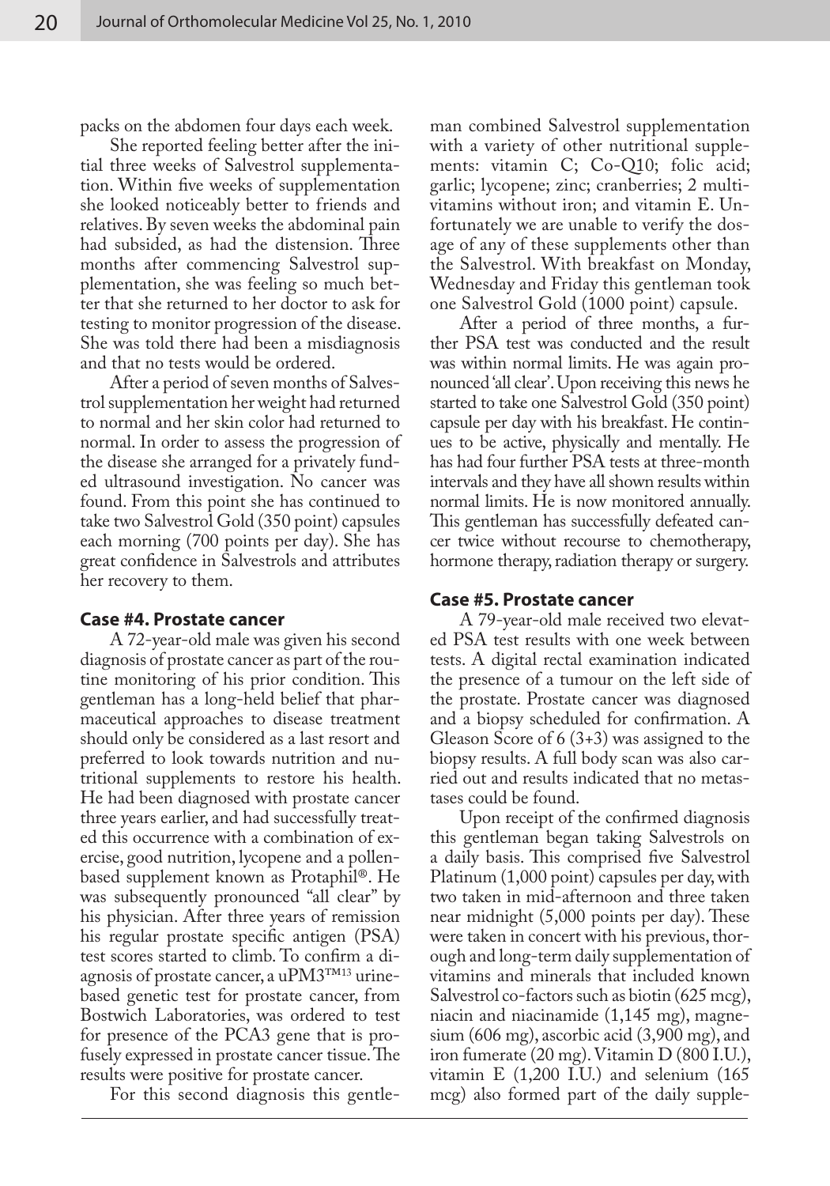packs on the abdomen four days each week.

She reported feeling better after the initial three weeks of Salvestrol supplementation. Within five weeks of supplementation she looked noticeably better to friends and relatives. By seven weeks the abdominal pain had subsided, as had the distension. Three months after commencing Salvestrol supplementation, she was feeling so much better that she returned to her doctor to ask for testing to monitor progression of the disease. She was told there had been a misdiagnosis and that no tests would be ordered.

After a period of seven months of Salvestrol supplementation her weight had returned to normal and her skin color had returned to normal. In order to assess the progression of the disease she arranged for a privately funded ultrasound investigation. No cancer was found. From this point she has continued to take two Salvestrol Gold (350 point) capsules each morning (700 points per day). She has great confidence in Salvestrols and attributes her recovery to them.

### Case #4. Prostate cancer

A 72-year-old male was given his second diagnosis of prostate cancer as part of the routine monitoring of his prior condition. This gentleman has a long-held belief that pharmaceutical approaches to disease treatment should only be considered as a last resort and preferred to look towards nutrition and nutritional supplements to restore his health. He had been diagnosed with prostate cancer three years earlier, and had successfully treated this occurrence with a combination of exercise, good nutrition, lycopene and a pollen-based supplement known as Protaphil®. He was subsequently pronounced "all clear" by his physician. After three years of remission his regular prostate specific antigen (PSA) test scores started to climb. To confirm a diagnosis of prostate cancer, a uPM3™[13] urine-based genetic test for prostate cancer, from Bostwich Laboratories, was ordered to test for presence of the PCA3 gene that is profusely expressed in prostate cancer tissue. The results were positive for prostate cancer.

For this second diagnosis this gentleman combined Salvestrol supplementation with a variety of other nutritional supplements: vitamin C; Co-Q10; folic acid; garlic; lycopene; zinc; cranberries; 2 multivitamins without iron; and vitamin E. Unfortunately we are unable to verify the dosage of any of these supplements other than the Salvestrol. With breakfast on Monday, Wednesday and Friday this gentleman took one Salvestrol Gold (1000 point) capsule.

After a period of three months, a further PSA test was conducted and the result was within normal limits. He was again pronounced 'all clear'. Upon receiving this news he started to take one Salvestrol Gold (350 point) capsule per day with his breakfast. He continues to be active, physically and mentally. He has had four further PSA tests at three-month intervals and they have all shown results within normal limits. He is now monitored annually. This gentleman has successfully defeated cancer twice without recourse to chemotherapy, hormone therapy, radiation therapy or surgery.

### Case #5. Prostate cancer

A 79-year-old male received two elevated PSA test results with one week between tests. A digital rectal examination indicated the presence of a tumour on the left side of the prostate. Prostate cancer was diagnosed and a biopsy scheduled for confirmation. A Gleason Score of 6 (3+3) was assigned to the biopsy results. A full body scan was also carried out and results indicated that no metastases could be found.

Upon receipt of the confirmed diagnosis this gentleman began taking Salvestrols on a daily basis. This comprised five Salvestrol Platinum (1,000 point) capsules per day, with two taken in mid-afternoon and three taken near midnight (5,000 points per day). These were taken in concert with his previous, thorough and long-term daily supplementation of vitamins and minerals that included known Salvestrol co-factors such as biotin (625 mcg), niacin and niacinamide (1,145 mg), magnesium (606 mg), ascorbic acid (3,900 mg), and iron fumerate (20 mg). Vitamin D (800 I.U.), vitamin E (1,200 I.U.) and selenium (165 mcg) also formed part of the daily supple-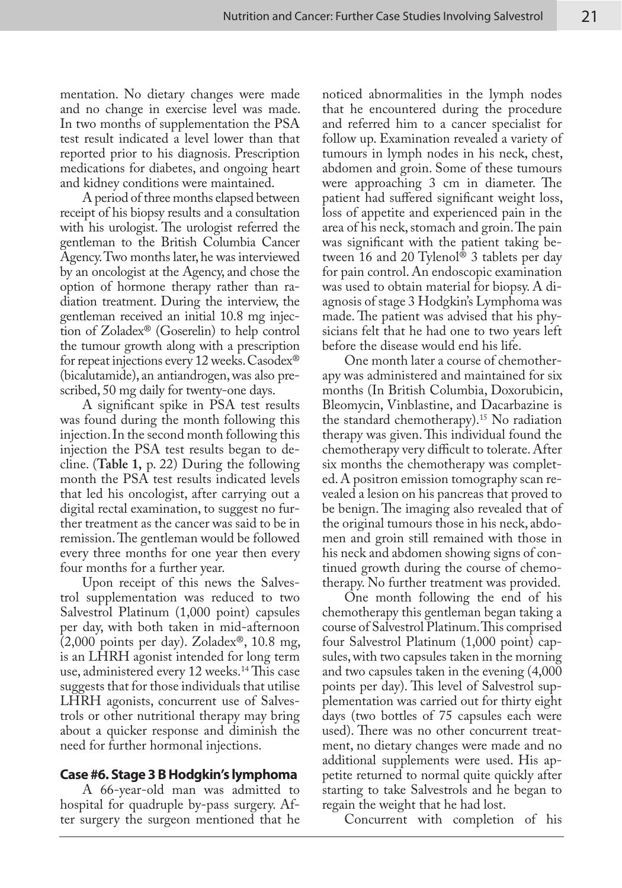mentation. No dietary changes were made and no change in exercise level was made. In two months of supplementation the PSA test result indicated a level lower than that reported prior to his diagnosis. Prescription medications for diabetes, and ongoing heart and kidney conditions were maintained.

A period of three months elapsed between receipt of his biopsy results and a consultation with his urologist. The urologist referred the gentleman to the British Columbia Cancer Agency. Two months later, he was interviewed by an oncologist at the Agency, and chose the option of hormone therapy rather than radiation treatment. During the interview, the gentleman received an initial 10.8 mg injection of Zoladex® (Goserelin) to help control the tumour growth along with a prescription for repeat injections every 12 weeks. Casodex® (bicalutamide), an antiandrogen, was also prescribed, 50 mg daily for twenty-one days.

A significant spike in PSA test results was found during the month following this injection. In the second month following this injection the PSA test results began to decline. (**Table 1,** p. 22) During the following month the PSA test results indicated levels that led his oncologist, after carrying out a digital rectal examination, to suggest no further treatment as the cancer was said to be in remission. The gentleman would be followed every three months for one year then every four months for a further year.

Upon receipt of this news the Salvestrol supplementation was reduced to two Salvestrol Platinum (1,000 point) capsules per day, with both taken in mid-afternoon (2,000 points per day). Zoladex®, 10.8 mg, is an LHRH agonist intended for long term use, administered every 12 weeks.[14] This case suggests that for those individuals that utilise LHRH agonists, concurrent use of Salvestrols or other nutritional therapy may bring about a quicker response and diminish the need for further hormonal injections.

## Case #6. Stage 3 B Hodgkin's lymphoma

A 66-year-old man was admitted to hospital for quadruple by-pass surgery. After surgery the surgeon mentioned that he noticed abnormalities in the lymph nodes that he encountered during the procedure and referred him to a cancer specialist for follow up. Examination revealed a variety of tumours in lymph nodes in his neck, chest, abdomen and groin. Some of these tumours were approaching 3 cm in diameter. The patient had suffered significant weight loss, loss of appetite and experienced pain in the area of his neck, stomach and groin. The pain was significant with the patient taking between 16 and 20 Tylenol® 3 tablets per day for pain control. An endoscopic examination was used to obtain material for biopsy. A diagnosis of stage 3 Hodgkin's Lymphoma was made. The patient was advised that his physicians felt that he had one to two years left before the disease would end his life.

One month later a course of chemotherapy was administered and maintained for six months (In British Columbia, Doxorubicin, Bleomycin, Vinblastine, and Dacarbazine is the standard chemotherapy).[15] No radiation therapy was given. This individual found the chemotherapy very difficult to tolerate. After six months the chemotherapy was completed. A positron emission tomography scan revealed a lesion on his pancreas that proved to be benign. The imaging also revealed that of the original tumours those in his neck, abdomen and groin still remained with those in his neck and abdomen showing signs of continued growth during the course of chemotherapy. No further treatment was provided.

One month following the end of his chemotherapy this gentleman began taking a course of Salvestrol Platinum. This comprised four Salvestrol Platinum (1,000 point) capsules, with two capsules taken in the morning and two capsules taken in the evening (4,000 points per day). This level of Salvestrol supplementation was carried out for thirty eight days (two bottles of 75 capsules each were used). There was no other concurrent treatment, no dietary changes were made and no additional supplements were used. His appetite returned to normal quite quickly after starting to take Salvestrols and he began to regain the weight that he had lost.

Concurrent with completion of his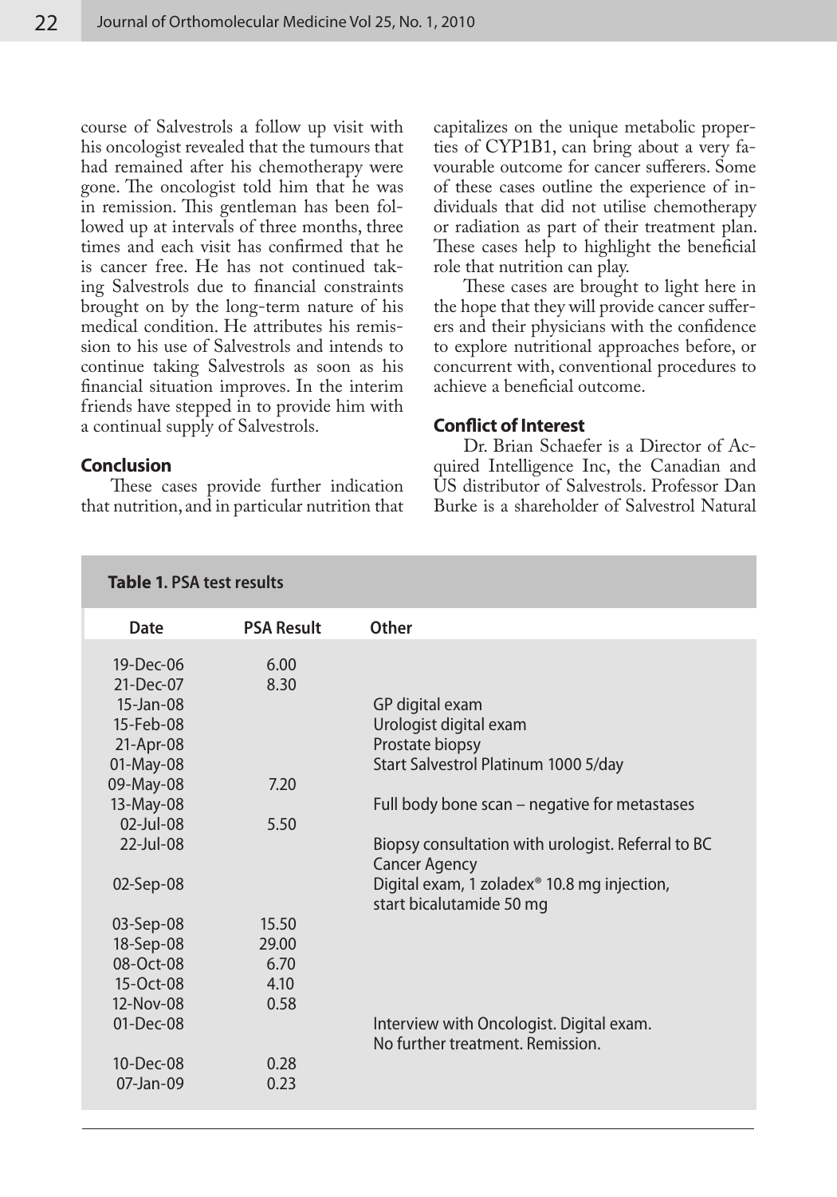course of Salvestrols a follow up visit with his oncologist revealed that the tumours that had remained after his chemotherapy were gone. The oncologist told him that he was in remission. This gentleman has been followed up at intervals of three months, three times and each visit has confirmed that he is cancer free. He has not continued taking Salvestrols due to financial constraints brought on by the long-term nature of his medical condition. He attributes his remission to his use of Salvestrols and intends to continue taking Salvestrols as soon as his financial situation improves. In the interim friends have stepped in to provide him with a continual supply of Salvestrols.

## Conclusion

These cases provide further indication that nutrition, and in particular nutrition that capitalizes on the unique metabolic properties of CYP1B1, can bring about a very favourable outcome for cancer sufferers. Some of these cases outline the experience of individuals that did not utilise chemotherapy or radiation as part of their treatment plan. These cases help to highlight the beneficial role that nutrition can play.

These cases are brought to light here in the hope that they will provide cancer sufferers and their physicians with the confidence to explore nutritional approaches before, or concurrent with, conventional procedures to achieve a beneficial outcome.

## Conflict of Interest

Dr. Brian Schaefer is a Director of Acquired Intelligence Inc, the Canadian and US distributor of Salvestrols. Professor Dan Burke is a shareholder of Salvestrol Natural

**Table 1. PSA test results**

| Date | PSA Result | Other |
|---|---|---|
| 19-Dec-06 | 6.00 | |
| 21-Dec-07 | 8.30 | |
| 15-Jan-08 | | GP digital exam |
| 15-Feb-08 | | Urologist digital exam |
| 21-Apr-08 | | Prostate biopsy |
| 01-May-08 | | Start Salvestrol Platinum 1000 5/day |
| 09-May-08 | 7.20 | |
| 13-May-08 | | Full body bone scan – negative for metastases |
| 02-Jul-08 | 5.50 | |
| 22-Jul-08 | | Biopsy consultation with urologist. Referral to BC Cancer Agency |
| 02-Sep-08 | | Digital exam, 1 zoladex® 10.8 mg injection, start bicalutamide 50 mg |
| 03-Sep-08 | 15.50 | |
| 18-Sep-08 | 29.00 | |
| 08-Oct-08 | 6.70 | |
| 15-Oct-08 | 4.10 | |
| 12-Nov-08 | 0.58 | |
| 01-Dec-08 | | Interview with Oncologist. Digital exam. No further treatment. Remission. |
| 10-Dec-08 | 0.28 | |
| 07-Jan-09 | 0.23 | |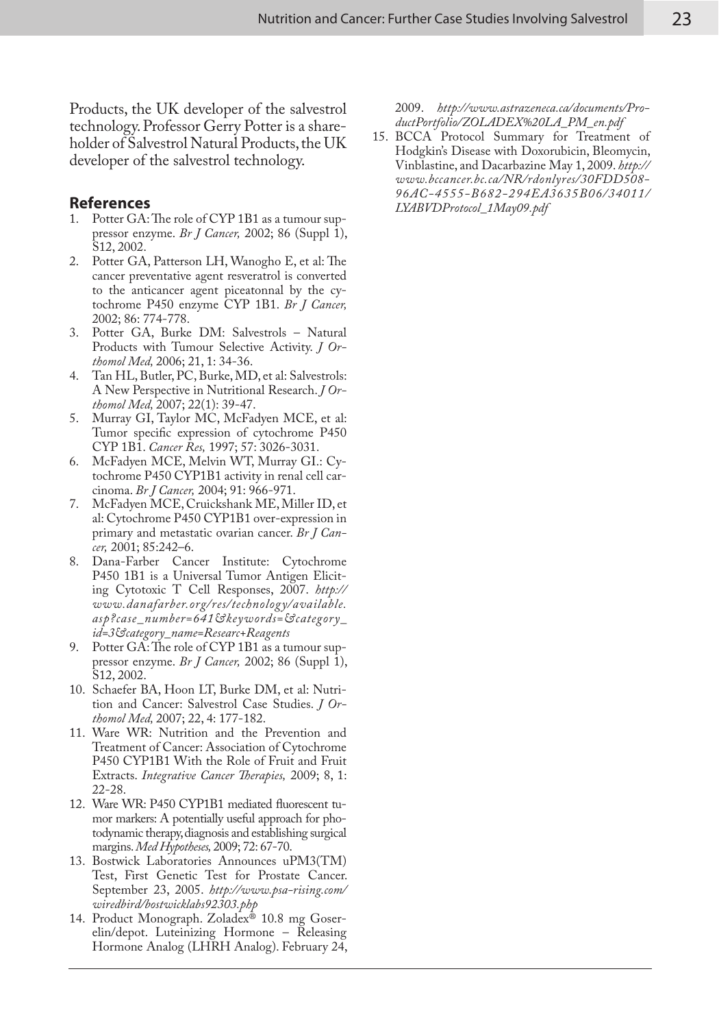Products, the UK developer of the salvestrol technology. Professor Gerry Potter is a shareholder of Salvestrol Natural Products, the UK developer of the salvestrol technology.

## References

1. Potter GA: The role of CYP 1B1 as a tumour suppressor enzyme. *Br J Cancer,* 2002; 86 (Suppl 1), S12, 2002.
2. Potter GA, Patterson LH, Wanogho E, et al: The cancer preventative agent resveratrol is converted to the anticancer agent piceatonnal by the cytochrome P450 enzyme CYP 1B1. *Br J Cancer,* 2002; 86: 774-778.
3. Potter GA, Burke DM: Salvestrols – Natural Products with Tumour Selective Activity. *J Orthomol Med,* 2006; 21, 1: 34-36.
4. Tan HL, Butler, PC, Burke, MD, et al: Salvestrols: A New Perspective in Nutritional Research. *J Orthomol Med,* 2007; 22(1): 39-47.
5. Murray GI, Taylor MC, McFadyen MCE, et al: Tumor specific expression of cytochrome P450 CYP 1B1. *Cancer Res,* 1997; 57: 3026-3031.
6. McFadyen MCE, Melvin WT, Murray GI.: Cytochrome P450 CYP1B1 activity in renal cell carcinoma. *Br J Cancer,* 2004; 91: 966-971.
7. McFadyen MCE, Cruickshank ME, Miller ID, et al: Cytochrome P450 CYP1B1 over-expression in primary and metastatic ovarian cancer. *Br J Cancer,* 2001; 85:242–6.
8. Dana-Farber Cancer Institute: Cytochrome P450 1B1 is a Universal Tumor Antigen Eliciting Cytotoxic T Cell Responses, 2007. *http://www.danafarber.org/res/technology/available.asp?case_number=641&keywords=&category_id=3&category_name=Researc+Reagents*
9. Potter GA: The role of CYP 1B1 as a tumour suppressor enzyme. *Br J Cancer,* 2002; 86 (Suppl 1), S12, 2002.
10. Schaefer BA, Hoon LT, Burke DM, et al: Nutrition and Cancer: Salvestrol Case Studies. *J Orthomol Med,* 2007; 22, 4: 177-182.
11. Ware WR: Nutrition and the Prevention and Treatment of Cancer: Association of Cytochrome P450 CYP1B1 With the Role of Fruit and Fruit Extracts. *Integrative Cancer Therapies,* 2009; 8, 1: 22-28.
12. Ware WR: P450 CYP1B1 mediated fluorescent tumor markers: A potentially useful approach for photodynamic therapy, diagnosis and establishing surgical margins. *Med Hypotheses,* 2009; 72: 67-70.
13. Bostwick Laboratories Announces uPM3(TM) Test, First Genetic Test for Prostate Cancer. September 23, 2005. *http://www.psa-rising.com/wiredbird/bostwicklabs92303.php*
14. Product Monograph. Zoladex® 10.8 mg Goserelin/depot. Luteinizing Hormone – Releasing Hormone Analog (LHRH Analog). February 24, 2009. *http://www.astrazeneca.ca/documents/ProductPortfolio/ZOLADEX%20LA_PM_en.pdf*
15. BCCA Protocol Summary for Treatment of Hodgkin's Disease with Doxorubicin, Bleomycin, Vinblastine, and Dacarbazine May 1, 2009. *http://www.bccancer.bc.ca/NR/rdonlyres/30FDD508-96AC-4555-B682-294EA3635B06/34011/LYABVDProtocol_1May09.pdf*